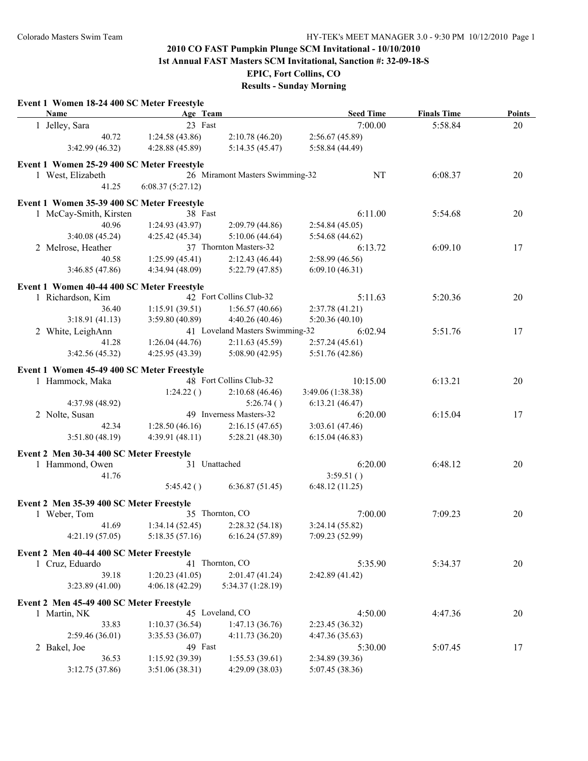# 2010 CO FAST Pumpkin Plunge SCM Invitational - 10/10/2010

## 1st Annual FAST Masters SCM Invitational, Sanction #: 32-09-18-S

## EPIC, Fort Collins, CO

## Results - Sunday Morning

### Event 1 Women 18-24 400 SC Meter Freestyle

| Name | Age | Team | Seed Time | Finals Time | Points |
|---|---|---|---|---|---|
| 1 Jelley, Sara | 23 | Fast | 7:00.00 | 5:58.84 | 20 |

40.72 | 1:24.58 (43.86) | 2:10.78 (46.20) | 2:56.67 (45.89)
3:42.99 (46.32) | 4:28.88 (45.89) | 5:14.35 (45.47) | 5:58.84 (44.49)

### Event 1 Women 25-29 400 SC Meter Freestyle

| Name | Age | Team | Seed Time | Finals Time | Points |
|---|---|---|---|---|---|
| 1 West, Elizabeth | 26 | Miramont Masters Swimming-32 | NT | 6:08.37 | 20 |

41.25 | 6:08.37 (5:27.12)

### Event 1 Women 35-39 400 SC Meter Freestyle

| Name | Age | Team | Seed Time | Finals Time | Points |
|---|---|---|---|---|---|
| 1 McCay-Smith, Kirsten | 38 | Fast | 6:11.00 | 5:54.68 | 20 |
| 2 Melrose, Heather | 37 | Thornton Masters-32 | 6:13.72 | 6:09.10 | 17 |

McCay-Smith, Kirsten:
40.96 | 1:24.93 (43.97) | 2:09.79 (44.86) | 2:54.84 (45.05)
3:40.08 (45.24) | 4:25.42 (45.34) | 5:10.06 (44.64) | 5:54.68 (44.62)

Melrose, Heather:
40.58 | 1:25.99 (45.41) | 2:12.43 (46.44) | 2:58.99 (46.56)
3:46.85 (47.86) | 4:34.94 (48.09) | 5:22.79 (47.85) | 6:09.10 (46.31)

### Event 1 Women 40-44 400 SC Meter Freestyle

| Name | Age | Team | Seed Time | Finals Time | Points |
|---|---|---|---|---|---|
| 1 Richardson, Kim | 42 | Fort Collins Club-32 | 5:11.63 | 5:20.36 | 20 |
| 2 White, LeighAnn | 41 | Loveland Masters Swimming-32 | 6:02.94 | 5:51.76 | 17 |

Richardson, Kim:
36.40 | 1:15.91 (39.51) | 1:56.57 (40.66) | 2:37.78 (41.21)
3:18.91 (41.13) | 3:59.80 (40.89) | 4:40.26 (40.46) | 5:20.36 (40.10)

White, LeighAnn:
41.28 | 1:26.04 (44.76) | 2:11.63 (45.59) | 2:57.24 (45.61)
3:42.56 (45.32) | 4:25.95 (43.39) | 5:08.90 (42.95) | 5:51.76 (42.86)

### Event 1 Women 45-49 400 SC Meter Freestyle

| Name | Age | Team | Seed Time | Finals Time | Points |
|---|---|---|---|---|---|
| 1 Hammock, Maka | 48 | Fort Collins Club-32 | 10:15.00 | 6:13.21 | 20 |
| 2 Nolte, Susan | 49 | Inverness Masters-32 | 6:20.00 | 6:15.04 | 17 |

Hammock, Maka:
 | 1:24.22 ( ) | 2:10.68 (46.46) | 3:49.06 (1:38.38)
4:37.98 (48.92) | | 5:26.74 ( ) | 6:13.21 (46.47)

Nolte, Susan:
42.34 | 1:28.50 (46.16) | 2:16.15 (47.65) | 3:03.61 (47.46)
3:51.80 (48.19) | 4:39.91 (48.11) | 5:28.21 (48.30) | 6:15.04 (46.83)

### Event 2 Men 30-34 400 SC Meter Freestyle

| Name | Age | Team | Seed Time | Finals Time | Points |
|---|---|---|---|---|---|
| 1 Hammond, Owen | 31 | Unattached | 6:20.00 | 6:48.12 | 20 |

41.76 | | | 3:59.51 ( )
 | 5:45.42 ( ) | 6:36.87 (51.45) | 6:48.12 (11.25)

### Event 2 Men 35-39 400 SC Meter Freestyle

| Name | Age | Team | Seed Time | Finals Time | Points |
|---|---|---|---|---|---|
| 1 Weber, Tom | 35 | Thornton, CO | 7:00.00 | 7:09.23 | 20 |

41.69 | 1:34.14 (52.45) | 2:28.32 (54.18) | 3:24.14 (55.82)
4:21.19 (57.05) | 5:18.35 (57.16) | 6:16.24 (57.89) | 7:09.23 (52.99)

### Event 2 Men 40-44 400 SC Meter Freestyle

| Name | Age | Team | Seed Time | Finals Time | Points |
|---|---|---|---|---|---|
| 1 Cruz, Eduardo | 41 | Thornton, CO | 5:35.90 | 5:34.37 | 20 |

39.18 | 1:20.23 (41.05) | 2:01.47 (41.24) | 2:42.89 (41.42)
3:23.89 (41.00) | 4:06.18 (42.29) | 5:34.37 (1:28.19)

### Event 2 Men 45-49 400 SC Meter Freestyle

| Name | Age | Team | Seed Time | Finals Time | Points |
|---|---|---|---|---|---|
| 1 Martin, NK | 45 | Loveland, CO | 4:50.00 | 4:47.36 | 20 |
| 2 Bakel, Joe | 49 | Fast | 5:30.00 | 5:07.45 | 17 |

Martin, NK:
33.83 | 1:10.37 (36.54) | 1:47.13 (36.76) | 2:23.45 (36.32)
2:59.46 (36.01) | 3:35.53 (36.07) | 4:11.73 (36.20) | 4:47.36 (35.63)

Bakel, Joe:
36.53 | 1:15.92 (39.39) | 1:55.53 (39.61) | 2:34.89 (39.36)
3:12.75 (37.86) | 3:51.06 (38.31) | 4:29.09 (38.03) | 5:07.45 (38.36)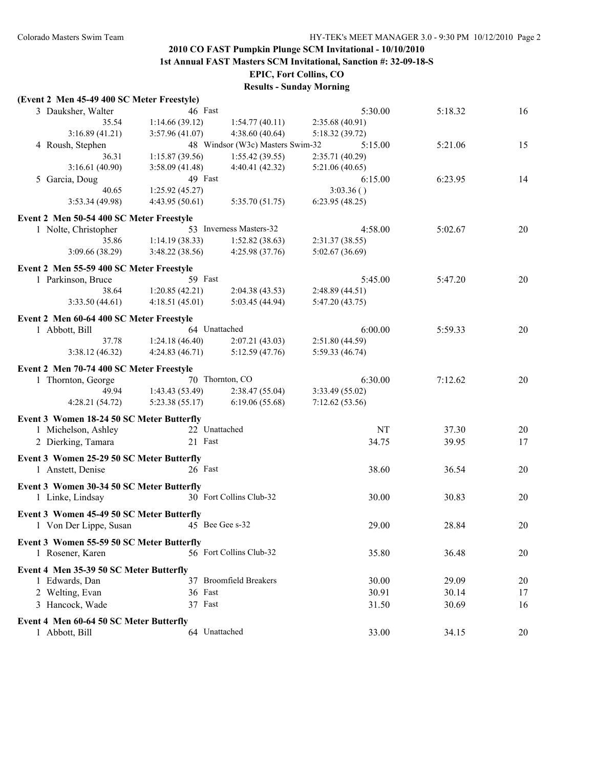## 2010 CO FAST Pumpkin Plunge SCM Invitational - 10/10/2010

### 1st Annual FAST Masters SCM Invitational, Sanction #: 32-09-18-S

### EPIC, Fort Collins, CO

### Results - Sunday Morning

**(Event 2 Men 45-49 400 SC Meter Freestyle)**

| | Name | Age | Team | Seed Time | Finals Time | Points |
|---|---|---|---|---|---|---|
| 3 | Dauksher, Walter | 46 | Fast | 5:30.00 | 5:18.32 | 16 |
| | 35.54 | 1:14.66 (39.12) | 1:54.77 (40.11) | 2:35.68 (40.91) | | |
| | 3:16.89 (41.21) | 3:57.96 (41.07) | 4:38.60 (40.64) | 5:18.32 (39.72) | | |
| 4 | Roush, Stephen | 48 | Windsor (W3c) Masters Swim-32 | 5:15.00 | 5:21.06 | 15 |
| | 36.31 | 1:15.87 (39.56) | 1:55.42 (39.55) | 2:35.71 (40.29) | | |
| | 3:16.61 (40.90) | 3:58.09 (41.48) | 4:40.41 (42.32) | 5:21.06 (40.65) | | |
| 5 | Garcia, Doug | 49 | Fast | 6:15.00 | 6:23.95 | 14 |
| | 40.65 | 1:25.92 (45.27) | | 3:03.36 ( ) | | |
| | 3:53.34 (49.98) | 4:43.95 (50.61) | 5:35.70 (51.75) | 6:23.95 (48.25) | | |

**Event 2 Men 50-54 400 SC Meter Freestyle**

| | Name | Age | Team | Seed Time | Finals Time | Points |
|---|---|---|---|---|---|---|
| 1 | Nolte, Christopher | 53 | Inverness Masters-32 | 4:58.00 | 5:02.67 | 20 |
| | 35.86 | 1:14.19 (38.33) | 1:52.82 (38.63) | 2:31.37 (38.55) | | |
| | 3:09.66 (38.29) | 3:48.22 (38.56) | 4:25.98 (37.76) | 5:02.67 (36.69) | | |

**Event 2 Men 55-59 400 SC Meter Freestyle**

| | Name | Age | Team | Seed Time | Finals Time | Points |
|---|---|---|---|---|---|---|
| 1 | Parkinson, Bruce | 59 | Fast | 5:45.00 | 5:47.20 | 20 |
| | 38.64 | 1:20.85 (42.21) | 2:04.38 (43.53) | 2:48.89 (44.51) | | |
| | 3:33.50 (44.61) | 4:18.51 (45.01) | 5:03.45 (44.94) | 5:47.20 (43.75) | | |

**Event 2 Men 60-64 400 SC Meter Freestyle**

| | Name | Age | Team | Seed Time | Finals Time | Points |
|---|---|---|---|---|---|---|
| 1 | Abbott, Bill | 64 | Unattached | 6:00.00 | 5:59.33 | 20 |
| | 37.78 | 1:24.18 (46.40) | 2:07.21 (43.03) | 2:51.80 (44.59) | | |
| | 3:38.12 (46.32) | 4:24.83 (46.71) | 5:12.59 (47.76) | 5:59.33 (46.74) | | |

**Event 2 Men 70-74 400 SC Meter Freestyle**

| | Name | Age | Team | Seed Time | Finals Time | Points |
|---|---|---|---|---|---|---|
| 1 | Thornton, George | 70 | Thornton, CO | 6:30.00 | 7:12.62 | 20 |
| | 49.94 | 1:43.43 (53.49) | 2:38.47 (55.04) | 3:33.49 (55.02) | | |
| | 4:28.21 (54.72) | 5:23.38 (55.17) | 6:19.06 (55.68) | 7:12.62 (53.56) | | |

**Event 3 Women 18-24 50 SC Meter Butterfly**

| | Name | Age | Team | Seed Time | Finals Time | Points |
|---|---|---|---|---|---|---|
| 1 | Michelson, Ashley | 22 | Unattached | NT | 37.30 | 20 |
| 2 | Dierking, Tamara | 21 | Fast | 34.75 | 39.95 | 17 |

**Event 3 Women 25-29 50 SC Meter Butterfly**

| | Name | Age | Team | Seed Time | Finals Time | Points |
|---|---|---|---|---|---|---|
| 1 | Anstett, Denise | 26 | Fast | 38.60 | 36.54 | 20 |

**Event 3 Women 30-34 50 SC Meter Butterfly**

| | Name | Age | Team | Seed Time | Finals Time | Points |
|---|---|---|---|---|---|---|
| 1 | Linke, Lindsay | 30 | Fort Collins Club-32 | 30.00 | 30.83 | 20 |

**Event 3 Women 45-49 50 SC Meter Butterfly**

| | Name | Age | Team | Seed Time | Finals Time | Points |
|---|---|---|---|---|---|---|
| 1 | Von Der Lippe, Susan | 45 | Bee Gee s-32 | 29.00 | 28.84 | 20 |

**Event 3 Women 55-59 50 SC Meter Butterfly**

| | Name | Age | Team | Seed Time | Finals Time | Points |
|---|---|---|---|---|---|---|
| 1 | Rosener, Karen | 56 | Fort Collins Club-32 | 35.80 | 36.48 | 20 |

**Event 4 Men 35-39 50 SC Meter Butterfly**

| | Name | Age | Team | Seed Time | Finals Time | Points |
|---|---|---|---|---|---|---|
| 1 | Edwards, Dan | 37 | Broomfield Breakers | 30.00 | 29.09 | 20 |
| 2 | Welting, Evan | 36 | Fast | 30.91 | 30.14 | 17 |
| 3 | Hancock, Wade | 37 | Fast | 31.50 | 30.69 | 16 |

**Event 4 Men 60-64 50 SC Meter Butterfly**

| | Name | Age | Team | Seed Time | Finals Time | Points |
|---|---|---|---|---|---|---|
| 1 | Abbott, Bill | 64 | Unattached | 33.00 | 34.15 | 20 |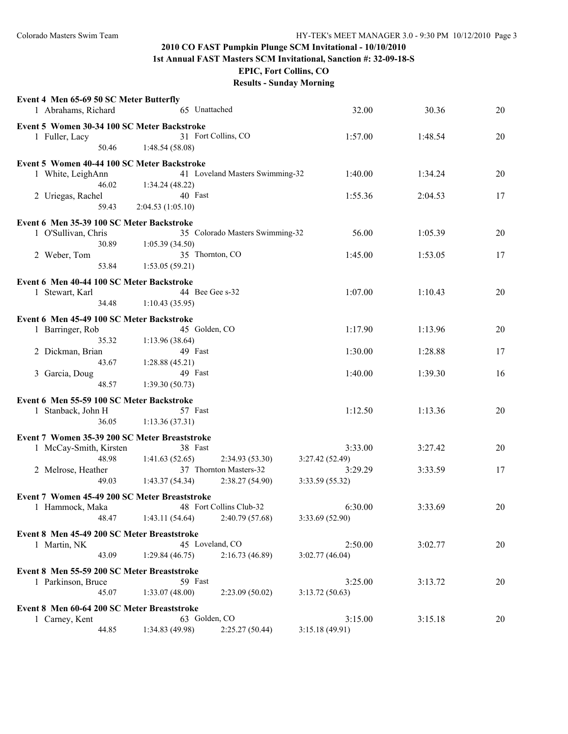## 2010 CO FAST Pumpkin Plunge SCM Invitational - 10/10/2010

**1st Annual FAST Masters SCM Invitational, Sanction #: 32-09-18-S**

**EPIC, Fort Collins, CO**

**Results - Sunday Morning**

**Event 4 Men 65-69 50 SC Meter Butterfly**

| | Name | Age | Team | Seed | Finals | Points |
|---|---|---|---|---|---|---|
| 1 | Abrahams, Richard | 65 | Unattached | 32.00 | 30.36 | 20 |

**Event 5 Women 30-34 100 SC Meter Backstroke**

| | Name | Age | Team | Seed | Finals | Points |
|---|---|---|---|---|---|---|
| 1 | Fuller, Lacy | 31 | Fort Collins, CO | 1:57.00 | 1:48.54 | 20 |
| | 50.46 | 1:48.54 (58.08) | | | | |

**Event 5 Women 40-44 100 SC Meter Backstroke**

| | Name | Age | Team | Seed | Finals | Points |
|---|---|---|---|---|---|---|
| 1 | White, LeighAnn | 41 | Loveland Masters Swimming-32 | 1:40.00 | 1:34.24 | 20 |
| | 46.02 | 1:34.24 (48.22) | | | | |
| 2 | Uriegas, Rachel | 40 | Fast | 1:55.36 | 2:04.53 | 17 |
| | 59.43 | 2:04.53 (1:05.10) | | | | |

**Event 6 Men 35-39 100 SC Meter Backstroke**

| | Name | Age | Team | Seed | Finals | Points |
|---|---|---|---|---|---|---|
| 1 | O'Sullivan, Chris | 35 | Colorado Masters Swimming-32 | 56.00 | 1:05.39 | 20 |
| | 30.89 | 1:05.39 (34.50) | | | | |
| 2 | Weber, Tom | 35 | Thornton, CO | 1:45.00 | 1:53.05 | 17 |
| | 53.84 | 1:53.05 (59.21) | | | | |

**Event 6 Men 40-44 100 SC Meter Backstroke**

| | Name | Age | Team | Seed | Finals | Points |
|---|---|---|---|---|---|---|
| 1 | Stewart, Karl | 44 | Bee Gee s-32 | 1:07.00 | 1:10.43 | 20 |
| | 34.48 | 1:10.43 (35.95) | | | | |

**Event 6 Men 45-49 100 SC Meter Backstroke**

| | Name | Age | Team | Seed | Finals | Points |
|---|---|---|---|---|---|---|
| 1 | Barringer, Rob | 45 | Golden, CO | 1:17.90 | 1:13.96 | 20 |
| | 35.32 | 1:13.96 (38.64) | | | | |
| 2 | Dickman, Brian | 49 | Fast | 1:30.00 | 1:28.88 | 17 |
| | 43.67 | 1:28.88 (45.21) | | | | |
| 3 | Garcia, Doug | 49 | Fast | 1:40.00 | 1:39.30 | 16 |
| | 48.57 | 1:39.30 (50.73) | | | | |

**Event 6 Men 55-59 100 SC Meter Backstroke**

| | Name | Age | Team | Seed | Finals | Points |
|---|---|---|---|---|---|---|
| 1 | Stanback, John H | 57 | Fast | 1:12.50 | 1:13.36 | 20 |
| | 36.05 | 1:13.36 (37.31) | | | | |

**Event 7 Women 35-39 200 SC Meter Breaststroke**

| | Name | Age | Team | Seed | Finals | Points |
|---|---|---|---|---|---|---|
| 1 | McCay-Smith, Kirsten | 38 | Fast | 3:33.00 | 3:27.42 | 20 |
| | 48.98 | 1:41.63 (52.65) | 2:34.93 (53.30) | 3:27.42 (52.49) | | |
| 2 | Melrose, Heather | 37 | Thornton Masters-32 | 3:29.29 | 3:33.59 | 17 |
| | 49.03 | 1:43.37 (54.34) | 2:38.27 (54.90) | 3:33.59 (55.32) | | |

**Event 7 Women 45-49 200 SC Meter Breaststroke**

| | Name | Age | Team | Seed | Finals | Points |
|---|---|---|---|---|---|---|
| 1 | Hammock, Maka | 48 | Fort Collins Club-32 | 6:30.00 | 3:33.69 | 20 |
| | 48.47 | 1:43.11 (54.64) | 2:40.79 (57.68) | 3:33.69 (52.90) | | |

**Event 8 Men 45-49 200 SC Meter Breaststroke**

| | Name | Age | Team | Seed | Finals | Points |
|---|---|---|---|---|---|---|
| 1 | Martin, NK | 45 | Loveland, CO | 2:50.00 | 3:02.77 | 20 |
| | 43.09 | 1:29.84 (46.75) | 2:16.73 (46.89) | 3:02.77 (46.04) | | |

**Event 8 Men 55-59 200 SC Meter Breaststroke**

| | Name | Age | Team | Seed | Finals | Points |
|---|---|---|---|---|---|---|
| 1 | Parkinson, Bruce | 59 | Fast | 3:25.00 | 3:13.72 | 20 |
| | 45.07 | 1:33.07 (48.00) | 2:23.09 (50.02) | 3:13.72 (50.63) | | |

**Event 8 Men 60-64 200 SC Meter Breaststroke**

| | Name | Age | Team | Seed | Finals | Points |
|---|---|---|---|---|---|---|
| 1 | Carney, Kent | 63 | Golden, CO | 3:15.00 | 3:15.18 | 20 |
| | 44.85 | 1:34.83 (49.98) | 2:25.27 (50.44) | 3:15.18 (49.91) | | |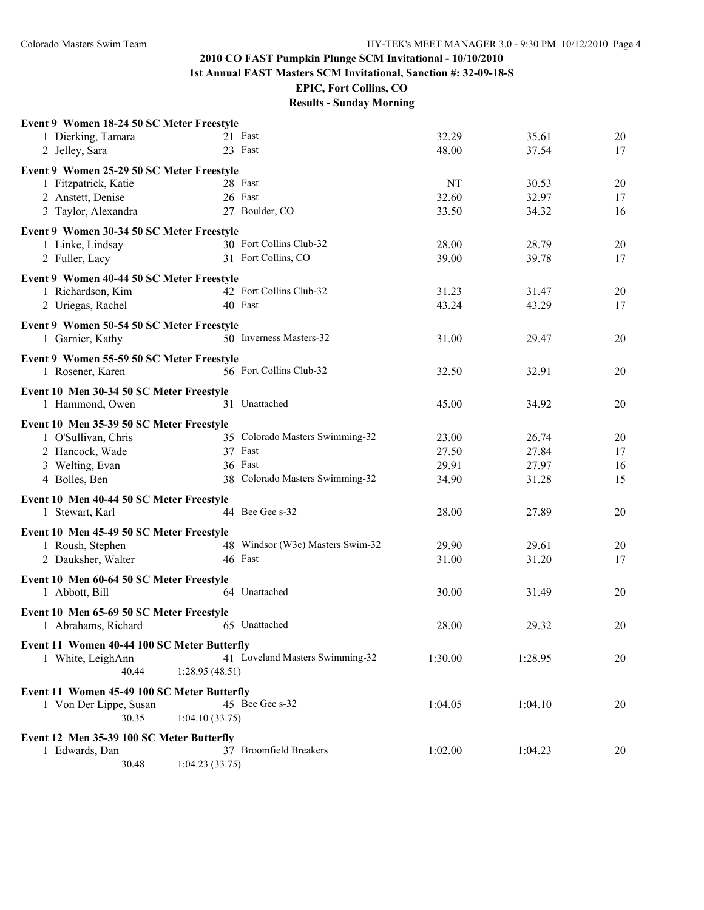## 2010 CO FAST Pumpkin Plunge SCM Invitational - 10/10/2010

### 1st Annual FAST Masters SCM Invitational, Sanction #: 32-09-18-S

### EPIC, Fort Collins, CO

### Results - Sunday Morning

**Event 9 Women 18-24 50 SC Meter Freestyle**

| Place | Name | Age | Team | Seed Time | Finals Time | Points |
|---|---|---|---|---|---|---|
| 1 | Dierking, Tamara | 21 | Fast | 32.29 | 35.61 | 20 |
| 2 | Jelley, Sara | 23 | Fast | 48.00 | 37.54 | 17 |

**Event 9 Women 25-29 50 SC Meter Freestyle**

| Place | Name | Age | Team | Seed Time | Finals Time | Points |
|---|---|---|---|---|---|---|
| 1 | Fitzpatrick, Katie | 28 | Fast | NT | 30.53 | 20 |
| 2 | Anstett, Denise | 26 | Fast | 32.60 | 32.97 | 17 |
| 3 | Taylor, Alexandra | 27 | Boulder, CO | 33.50 | 34.32 | 16 |

**Event 9 Women 30-34 50 SC Meter Freestyle**

| Place | Name | Age | Team | Seed Time | Finals Time | Points |
|---|---|---|---|---|---|---|
| 1 | Linke, Lindsay | 30 | Fort Collins Club-32 | 28.00 | 28.79 | 20 |
| 2 | Fuller, Lacy | 31 | Fort Collins, CO | 39.00 | 39.78 | 17 |

**Event 9 Women 40-44 50 SC Meter Freestyle**

| Place | Name | Age | Team | Seed Time | Finals Time | Points |
|---|---|---|---|---|---|---|
| 1 | Richardson, Kim | 42 | Fort Collins Club-32 | 31.23 | 31.47 | 20 |
| 2 | Uriegas, Rachel | 40 | Fast | 43.24 | 43.29 | 17 |

**Event 9 Women 50-54 50 SC Meter Freestyle**

| Place | Name | Age | Team | Seed Time | Finals Time | Points |
|---|---|---|---|---|---|---|
| 1 | Garnier, Kathy | 50 | Inverness Masters-32 | 31.00 | 29.47 | 20 |

**Event 9 Women 55-59 50 SC Meter Freestyle**

| Place | Name | Age | Team | Seed Time | Finals Time | Points |
|---|---|---|---|---|---|---|
| 1 | Rosener, Karen | 56 | Fort Collins Club-32 | 32.50 | 32.91 | 20 |

**Event 10 Men 30-34 50 SC Meter Freestyle**

| Place | Name | Age | Team | Seed Time | Finals Time | Points |
|---|---|---|---|---|---|---|
| 1 | Hammond, Owen | 31 | Unattached | 45.00 | 34.92 | 20 |

**Event 10 Men 35-39 50 SC Meter Freestyle**

| Place | Name | Age | Team | Seed Time | Finals Time | Points |
|---|---|---|---|---|---|---|
| 1 | O'Sullivan, Chris | 35 | Colorado Masters Swimming-32 | 23.00 | 26.74 | 20 |
| 2 | Hancock, Wade | 37 | Fast | 27.50 | 27.84 | 17 |
| 3 | Welting, Evan | 36 | Fast | 29.91 | 27.97 | 16 |
| 4 | Bolles, Ben | 38 | Colorado Masters Swimming-32 | 34.90 | 31.28 | 15 |

**Event 10 Men 40-44 50 SC Meter Freestyle**

| Place | Name | Age | Team | Seed Time | Finals Time | Points |
|---|---|---|---|---|---|---|
| 1 | Stewart, Karl | 44 | Bee Gee s-32 | 28.00 | 27.89 | 20 |

**Event 10 Men 45-49 50 SC Meter Freestyle**

| Place | Name | Age | Team | Seed Time | Finals Time | Points |
|---|---|---|---|---|---|---|
| 1 | Roush, Stephen | 48 | Windsor (W3c) Masters Swim-32 | 29.90 | 29.61 | 20 |
| 2 | Dauksher, Walter | 46 | Fast | 31.00 | 31.20 | 17 |

**Event 10 Men 60-64 50 SC Meter Freestyle**

| Place | Name | Age | Team | Seed Time | Finals Time | Points |
|---|---|---|---|---|---|---|
| 1 | Abbott, Bill | 64 | Unattached | 30.00 | 31.49 | 20 |

**Event 10 Men 65-69 50 SC Meter Freestyle**

| Place | Name | Age | Team | Seed Time | Finals Time | Points |
|---|---|---|---|---|---|---|
| 1 | Abrahams, Richard | 65 | Unattached | 28.00 | 29.32 | 20 |

**Event 11 Women 40-44 100 SC Meter Butterfly**

| Place | Name | Age | Team | Seed Time | Finals Time | Points |
|---|---|---|---|---|---|---|
| 1 | White, LeighAnn | 41 | Loveland Masters Swimming-32 | 1:30.00 | 1:28.95 | 20 |
| | 40.44 | | 1:28.95 (48.51) | | | |

**Event 11 Women 45-49 100 SC Meter Butterfly**

| Place | Name | Age | Team | Seed Time | Finals Time | Points |
|---|---|---|---|---|---|---|
| 1 | Von Der Lippe, Susan | 45 | Bee Gee s-32 | 1:04.05 | 1:04.10 | 20 |
| | 30.35 | | 1:04.10 (33.75) | | | |

**Event 12 Men 35-39 100 SC Meter Butterfly**

| Place | Name | Age | Team | Seed Time | Finals Time | Points |
|---|---|---|---|---|---|---|
| 1 | Edwards, Dan | 37 | Broomfield Breakers | 1:02.00 | 1:04.23 | 20 |
| | 30.48 | | 1:04.23 (33.75) | | | |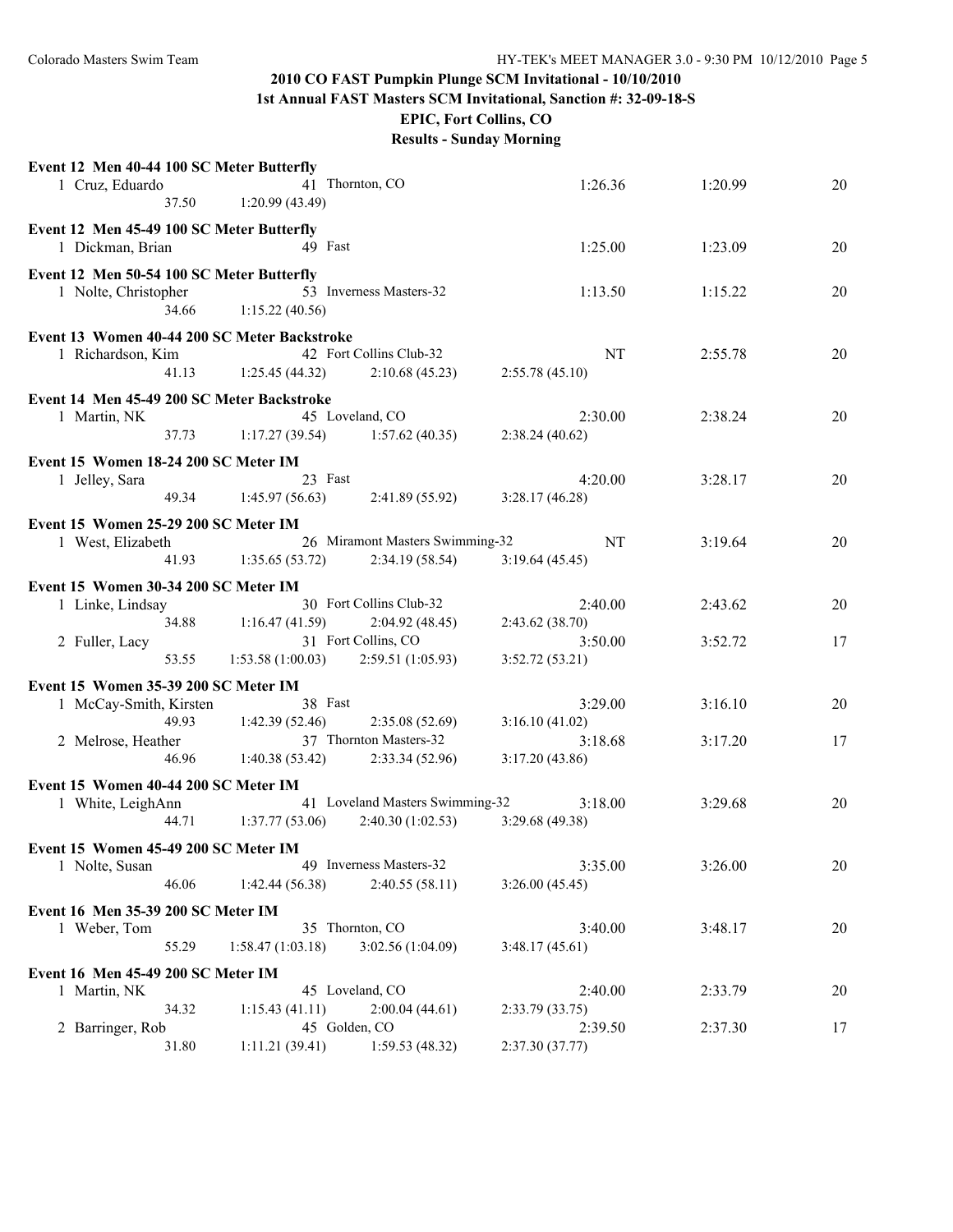## 2010 CO FAST Pumpkin Plunge SCM Invitational - 10/10/2010

### 1st Annual FAST Masters SCM Invitational, Sanction #: 32-09-18-S

### EPIC, Fort Collins, CO

### Results - Sunday Morning

**Event 12 Men 40-44 100 SC Meter Butterfly**

| | Name | Age | Team | Seed Time | Finals Time | Points |
|---|---|---|---|---|---|---|
| 1 | Cruz, Eduardo | 41 | Thornton, CO | 1:26.36 | 1:20.99 | 20 |
| | 37.50 | 1:20.99 (43.49) | | | | |

**Event 12 Men 45-49 100 SC Meter Butterfly**

| | Name | Age | Team | Seed Time | Finals Time | Points |
|---|---|---|---|---|---|---|
| 1 | Dickman, Brian | 49 | Fast | 1:25.00 | 1:23.09 | 20 |

**Event 12 Men 50-54 100 SC Meter Butterfly**

| | Name | Age | Team | Seed Time | Finals Time | Points |
|---|---|---|---|---|---|---|
| 1 | Nolte, Christopher | 53 | Inverness Masters-32 | 1:13.50 | 1:15.22 | 20 |
| | 34.66 | 1:15.22 (40.56) | | | | |

**Event 13 Women 40-44 200 SC Meter Backstroke**

| | Name | Age | Team | Seed Time | Finals Time | Points |
|---|---|---|---|---|---|---|
| 1 | Richardson, Kim | 42 | Fort Collins Club-32 | NT | 2:55.78 | 20 |
| | 41.13 | 1:25.45 (44.32) | 2:10.68 (45.23) | 2:55.78 (45.10) | | |

**Event 14 Men 45-49 200 SC Meter Backstroke**

| | Name | Age | Team | Seed Time | Finals Time | Points |
|---|---|---|---|---|---|---|
| 1 | Martin, NK | 45 | Loveland, CO | 2:30.00 | 2:38.24 | 20 |
| | 37.73 | 1:17.27 (39.54) | 1:57.62 (40.35) | 2:38.24 (40.62) | | |

**Event 15 Women 18-24 200 SC Meter IM**

| | Name | Age | Team | Seed Time | Finals Time | Points |
|---|---|---|---|---|---|---|
| 1 | Jelley, Sara | 23 | Fast | 4:20.00 | 3:28.17 | 20 |
| | 49.34 | 1:45.97 (56.63) | 2:41.89 (55.92) | 3:28.17 (46.28) | | |

**Event 15 Women 25-29 200 SC Meter IM**

| | Name | Age | Team | Seed Time | Finals Time | Points |
|---|---|---|---|---|---|---|
| 1 | West, Elizabeth | 26 | Miramont Masters Swimming-32 | NT | 3:19.64 | 20 |
| | 41.93 | 1:35.65 (53.72) | 2:34.19 (58.54) | 3:19.64 (45.45) | | |

**Event 15 Women 30-34 200 SC Meter IM**

| | Name | Age | Team | Seed Time | Finals Time | Points |
|---|---|---|---|---|---|---|
| 1 | Linke, Lindsay | 30 | Fort Collins Club-32 | 2:40.00 | 2:43.62 | 20 |
| | 34.88 | 1:16.47 (41.59) | 2:04.92 (48.45) | 2:43.62 (38.70) | | |
| 2 | Fuller, Lacy | 31 | Fort Collins, CO | 3:50.00 | 3:52.72 | 17 |
| | 53.55 | 1:53.58 (1:00.03) | 2:59.51 (1:05.93) | 3:52.72 (53.21) | | |

**Event 15 Women 35-39 200 SC Meter IM**

| | Name | Age | Team | Seed Time | Finals Time | Points |
|---|---|---|---|---|---|---|
| 1 | McCay-Smith, Kirsten | 38 | Fast | 3:29.00 | 3:16.10 | 20 |
| | 49.93 | 1:42.39 (52.46) | 2:35.08 (52.69) | 3:16.10 (41.02) | | |
| 2 | Melrose, Heather | 37 | Thornton Masters-32 | 3:18.68 | 3:17.20 | 17 |
| | 46.96 | 1:40.38 (53.42) | 2:33.34 (52.96) | 3:17.20 (43.86) | | |

**Event 15 Women 40-44 200 SC Meter IM**

| | Name | Age | Team | Seed Time | Finals Time | Points |
|---|---|---|---|---|---|---|
| 1 | White, LeighAnn | 41 | Loveland Masters Swimming-32 | 3:18.00 | 3:29.68 | 20 |
| | 44.71 | 1:37.77 (53.06) | 2:40.30 (1:02.53) | 3:29.68 (49.38) | | |

**Event 15 Women 45-49 200 SC Meter IM**

| | Name | Age | Team | Seed Time | Finals Time | Points |
|---|---|---|---|---|---|---|
| 1 | Nolte, Susan | 49 | Inverness Masters-32 | 3:35.00 | 3:26.00 | 20 |
| | 46.06 | 1:42.44 (56.38) | 2:40.55 (58.11) | 3:26.00 (45.45) | | |

**Event 16 Men 35-39 200 SC Meter IM**

| | Name | Age | Team | Seed Time | Finals Time | Points |
|---|---|---|---|---|---|---|
| 1 | Weber, Tom | 35 | Thornton, CO | 3:40.00 | 3:48.17 | 20 |
| | 55.29 | 1:58.47 (1:03.18) | 3:02.56 (1:04.09) | 3:48.17 (45.61) | | |

**Event 16 Men 45-49 200 SC Meter IM**

| | Name | Age | Team | Seed Time | Finals Time | Points |
|---|---|---|---|---|---|---|
| 1 | Martin, NK | 45 | Loveland, CO | 2:40.00 | 2:33.79 | 20 |
| | 34.32 | 1:15.43 (41.11) | 2:00.04 (44.61) | 2:33.79 (33.75) | | |
| 2 | Barringer, Rob | 45 | Golden, CO | 2:39.50 | 2:37.30 | 17 |
| | 31.80 | 1:11.21 (39.41) | 1:59.53 (48.32) | 2:37.30 (37.77) | | |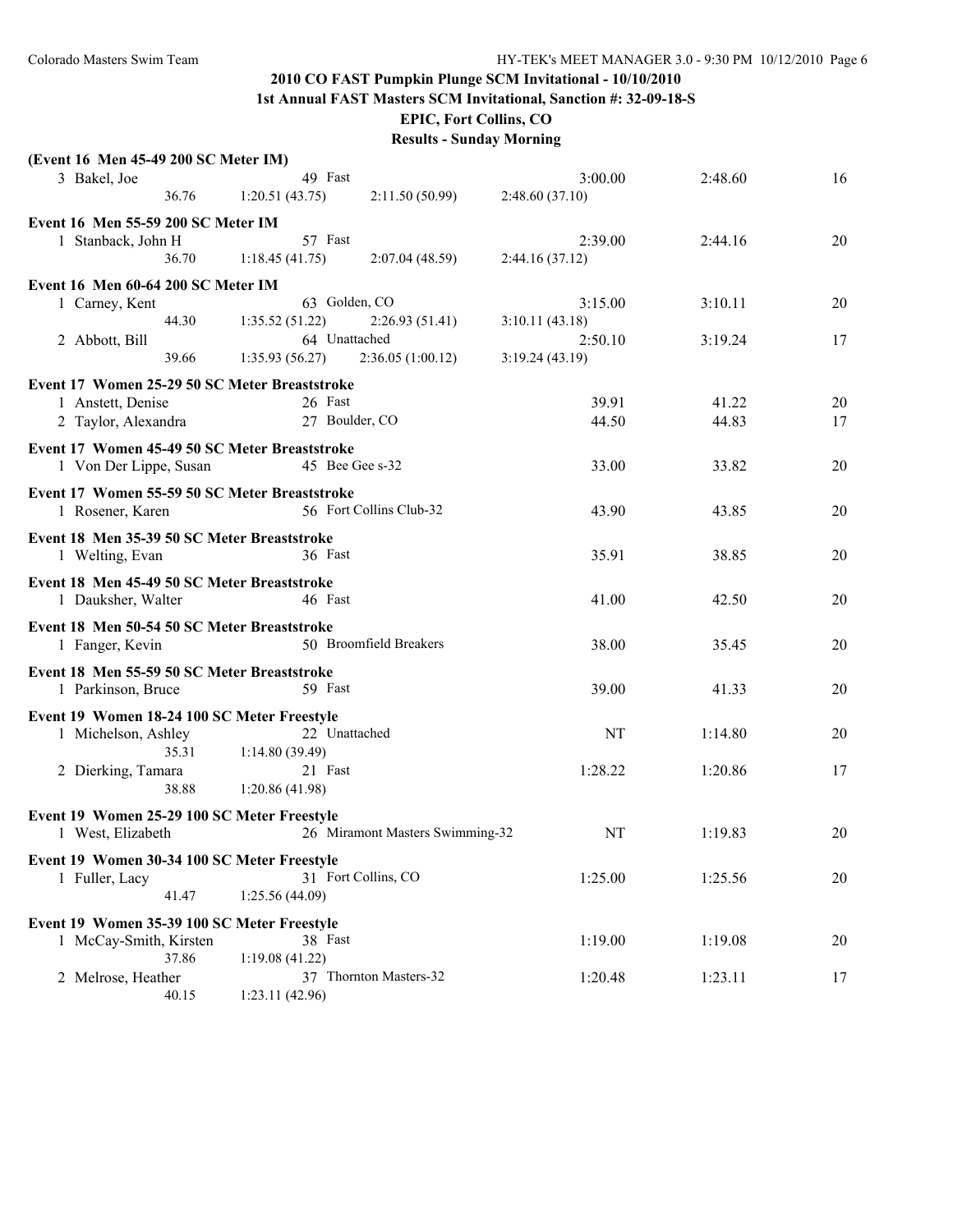## 2010 CO FAST Pumpkin Plunge SCM Invitational - 10/10/2010

### 1st Annual FAST Masters SCM Invitational, Sanction #: 32-09-18-S

### EPIC, Fort Collins, CO

### Results - Sunday Morning

**(Event 16 Men 45-49 200 SC Meter IM)**

| | Name | Age | Team | Seed Time | Finals Time | Points |
|---|---|---|---|---|---|---|
| 3 | Bakel, Joe | 49 | Fast | 3:00.00 | 2:48.60 | 16 |
| | 36.76 | 1:20.51 (43.75) | 2:11.50 (50.99) | 2:48.60 (37.10) | | |

**Event 16 Men 55-59 200 SC Meter IM**

| | Name | Age | Team | Seed Time | Finals Time | Points |
|---|---|---|---|---|---|---|
| 1 | Stanback, John H | 57 | Fast | 2:39.00 | 2:44.16 | 20 |
| | 36.70 | 1:18.45 (41.75) | 2:07.04 (48.59) | 2:44.16 (37.12) | | |

**Event 16 Men 60-64 200 SC Meter IM**

| | Name | Age | Team | Seed Time | Finals Time | Points |
|---|---|---|---|---|---|---|
| 1 | Carney, Kent | 63 | Golden, CO | 3:15.00 | 3:10.11 | 20 |
| | 44.30 | 1:35.52 (51.22) | 2:26.93 (51.41) | 3:10.11 (43.18) | | |
| 2 | Abbott, Bill | 64 | Unattached | 2:50.10 | 3:19.24 | 17 |
| | 39.66 | 1:35.93 (56.27) | 2:36.05 (1:00.12) | 3:19.24 (43.19) | | |

**Event 17 Women 25-29 50 SC Meter Breaststroke**

| | Name | Age | Team | Seed Time | Finals Time | Points |
|---|---|---|---|---|---|---|
| 1 | Anstett, Denise | 26 | Fast | 39.91 | 41.22 | 20 |
| 2 | Taylor, Alexandra | 27 | Boulder, CO | 44.50 | 44.83 | 17 |

**Event 17 Women 45-49 50 SC Meter Breaststroke**

| | Name | Age | Team | Seed Time | Finals Time | Points |
|---|---|---|---|---|---|---|
| 1 | Von Der Lippe, Susan | 45 | Bee Gee s-32 | 33.00 | 33.82 | 20 |

**Event 17 Women 55-59 50 SC Meter Breaststroke**

| | Name | Age | Team | Seed Time | Finals Time | Points |
|---|---|---|---|---|---|---|
| 1 | Rosener, Karen | 56 | Fort Collins Club-32 | 43.90 | 43.85 | 20 |

**Event 18 Men 35-39 50 SC Meter Breaststroke**

| | Name | Age | Team | Seed Time | Finals Time | Points |
|---|---|---|---|---|---|---|
| 1 | Welting, Evan | 36 | Fast | 35.91 | 38.85 | 20 |

**Event 18 Men 45-49 50 SC Meter Breaststroke**

| | Name | Age | Team | Seed Time | Finals Time | Points |
|---|---|---|---|---|---|---|
| 1 | Dauksher, Walter | 46 | Fast | 41.00 | 42.50 | 20 |

**Event 18 Men 50-54 50 SC Meter Breaststroke**

| | Name | Age | Team | Seed Time | Finals Time | Points |
|---|---|---|---|---|---|---|
| 1 | Fanger, Kevin | 50 | Broomfield Breakers | 38.00 | 35.45 | 20 |

**Event 18 Men 55-59 50 SC Meter Breaststroke**

| | Name | Age | Team | Seed Time | Finals Time | Points |
|---|---|---|---|---|---|---|
| 1 | Parkinson, Bruce | 59 | Fast | 39.00 | 41.33 | 20 |

**Event 19 Women 18-24 100 SC Meter Freestyle**

| | Name | Age | Team | Seed Time | Finals Time | Points |
|---|---|---|---|---|---|---|
| 1 | Michelson, Ashley | 22 | Unattached | NT | 1:14.80 | 20 |
| | 35.31 | 1:14.80 (39.49) | | | | |
| 2 | Dierking, Tamara | 21 | Fast | 1:28.22 | 1:20.86 | 17 |
| | 38.88 | 1:20.86 (41.98) | | | | |

**Event 19 Women 25-29 100 SC Meter Freestyle**

| | Name | Age | Team | Seed Time | Finals Time | Points |
|---|---|---|---|---|---|---|
| 1 | West, Elizabeth | 26 | Miramont Masters Swimming-32 | NT | 1:19.83 | 20 |

**Event 19 Women 30-34 100 SC Meter Freestyle**

| | Name | Age | Team | Seed Time | Finals Time | Points |
|---|---|---|---|---|---|---|
| 1 | Fuller, Lacy | 31 | Fort Collins, CO | 1:25.00 | 1:25.56 | 20 |
| | 41.47 | 1:25.56 (44.09) | | | | |

**Event 19 Women 35-39 100 SC Meter Freestyle**

| | Name | Age | Team | Seed Time | Finals Time | Points |
|---|---|---|---|---|---|---|
| 1 | McCay-Smith, Kirsten | 38 | Fast | 1:19.00 | 1:19.08 | 20 |
| | 37.86 | 1:19.08 (41.22) | | | | |
| 2 | Melrose, Heather | 37 | Thornton Masters-32 | 1:20.48 | 1:23.11 | 17 |
| | 40.15 | 1:23.11 (42.96) | | | | |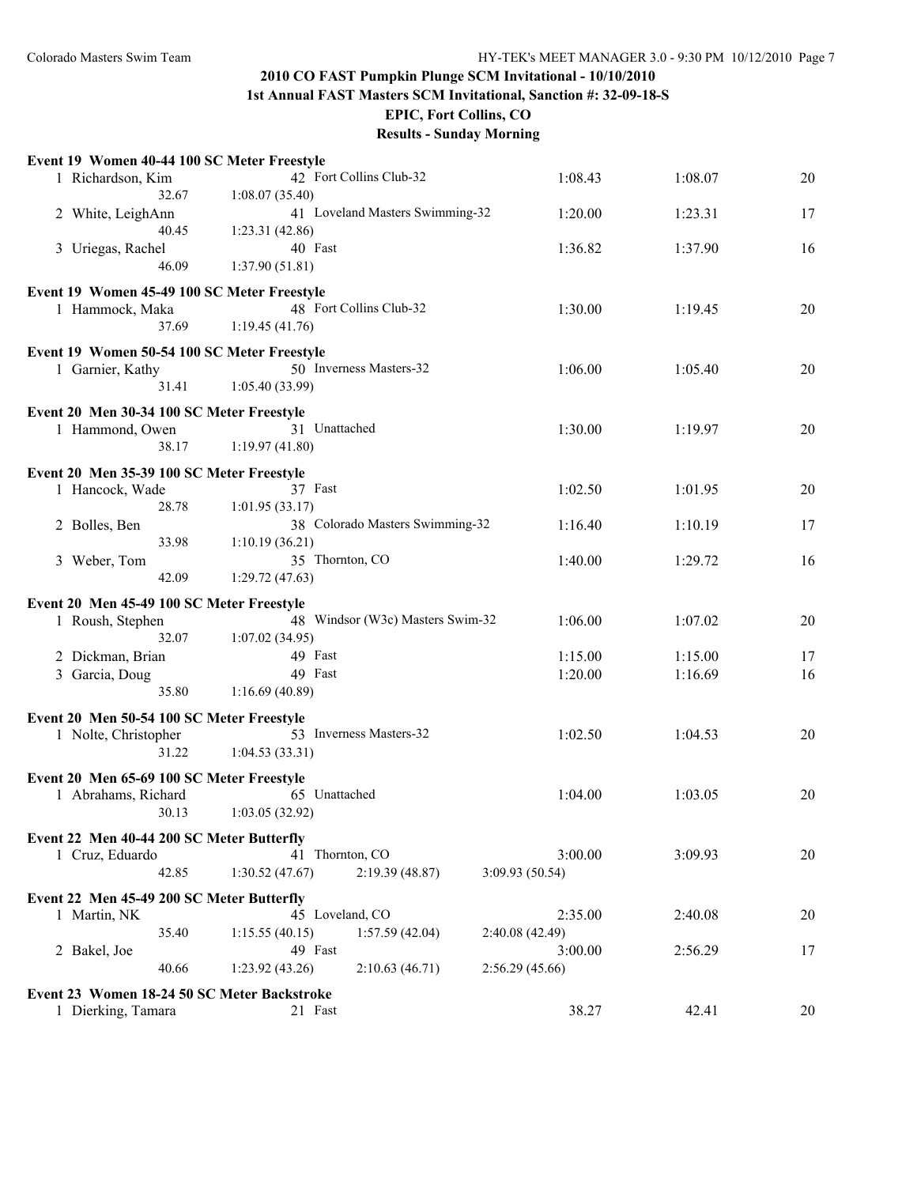## 2010 CO FAST Pumpkin Plunge SCM Invitational - 10/10/2010
## 1st Annual FAST Masters SCM Invitational, Sanction #: 32-09-18-S
## EPIC, Fort Collins, CO
## Results - Sunday Morning

**Event 19 Women 40-44 100 SC Meter Freestyle**

| Place | Name | Age | Team | Seed Time | Finals Time | Points |
|---|---|---|---|---|---|---|
| 1 | Richardson, Kim | 42 | Fort Collins Club-32 | 1:08.43 | 1:08.07 | 20 |
| | 32.67 | 1:08.07 (35.40) | | | | |
| 2 | White, LeighAnn | 41 | Loveland Masters Swimming-32 | 1:20.00 | 1:23.31 | 17 |
| | 40.45 | 1:23.31 (42.86) | | | | |
| 3 | Uriegas, Rachel | 40 | Fast | 1:36.82 | 1:37.90 | 16 |
| | 46.09 | 1:37.90 (51.81) | | | | |

**Event 19 Women 45-49 100 SC Meter Freestyle**

| Place | Name | Age | Team | Seed Time | Finals Time | Points |
|---|---|---|---|---|---|---|
| 1 | Hammock, Maka | 48 | Fort Collins Club-32 | 1:30.00 | 1:19.45 | 20 |
| | 37.69 | 1:19.45 (41.76) | | | | |

**Event 19 Women 50-54 100 SC Meter Freestyle**

| Place | Name | Age | Team | Seed Time | Finals Time | Points |
|---|---|---|---|---|---|---|
| 1 | Garnier, Kathy | 50 | Inverness Masters-32 | 1:06.00 | 1:05.40 | 20 |
| | 31.41 | 1:05.40 (33.99) | | | | |

**Event 20 Men 30-34 100 SC Meter Freestyle**

| Place | Name | Age | Team | Seed Time | Finals Time | Points |
|---|---|---|---|---|---|---|
| 1 | Hammond, Owen | 31 | Unattached | 1:30.00 | 1:19.97 | 20 |
| | 38.17 | 1:19.97 (41.80) | | | | |

**Event 20 Men 35-39 100 SC Meter Freestyle**

| Place | Name | Age | Team | Seed Time | Finals Time | Points |
|---|---|---|---|---|---|---|
| 1 | Hancock, Wade | 37 | Fast | 1:02.50 | 1:01.95 | 20 |
| | 28.78 | 1:01.95 (33.17) | | | | |
| 2 | Bolles, Ben | 38 | Colorado Masters Swimming-32 | 1:16.40 | 1:10.19 | 17 |
| | 33.98 | 1:10.19 (36.21) | | | | |
| 3 | Weber, Tom | 35 | Thornton, CO | 1:40.00 | 1:29.72 | 16 |
| | 42.09 | 1:29.72 (47.63) | | | | |

**Event 20 Men 45-49 100 SC Meter Freestyle**

| Place | Name | Age | Team | Seed Time | Finals Time | Points |
|---|---|---|---|---|---|---|
| 1 | Roush, Stephen | 48 | Windsor (W3c) Masters Swim-32 | 1:06.00 | 1:07.02 | 20 |
| | 32.07 | 1:07.02 (34.95) | | | | |
| 2 | Dickman, Brian | 49 | Fast | 1:15.00 | 1:15.00 | 17 |
| 3 | Garcia, Doug | 49 | Fast | 1:20.00 | 1:16.69 | 16 |
| | 35.80 | 1:16.69 (40.89) | | | | |

**Event 20 Men 50-54 100 SC Meter Freestyle**

| Place | Name | Age | Team | Seed Time | Finals Time | Points |
|---|---|---|---|---|---|---|
| 1 | Nolte, Christopher | 53 | Inverness Masters-32 | 1:02.50 | 1:04.53 | 20 |
| | 31.22 | 1:04.53 (33.31) | | | | |

**Event 20 Men 65-69 100 SC Meter Freestyle**

| Place | Name | Age | Team | Seed Time | Finals Time | Points |
|---|---|---|---|---|---|---|
| 1 | Abrahams, Richard | 65 | Unattached | 1:04.00 | 1:03.05 | 20 |
| | 30.13 | 1:03.05 (32.92) | | | | |

**Event 22 Men 40-44 200 SC Meter Butterfly**

| Place | Name | Age | Team | | Seed Time | Finals Time | Points |
|---|---|---|---|---|---|---|---|
| 1 | Cruz, Eduardo | 41 | Thornton, CO | | 3:00.00 | 3:09.93 | 20 |
| | 42.85 | 1:30.52 (47.67) | 2:19.39 (48.87) | 3:09.93 (50.54) | | | |

**Event 22 Men 45-49 200 SC Meter Butterfly**

| Place | Name | Age | Team | | Seed Time | Finals Time | Points |
|---|---|---|---|---|---|---|---|
| 1 | Martin, NK | 45 | Loveland, CO | | 2:35.00 | 2:40.08 | 20 |
| | 35.40 | 1:15.55 (40.15) | 1:57.59 (42.04) | 2:40.08 (42.49) | | | |
| 2 | Bakel, Joe | 49 | Fast | | 3:00.00 | 2:56.29 | 17 |
| | 40.66 | 1:23.92 (43.26) | 2:10.63 (46.71) | 2:56.29 (45.66) | | | |

**Event 23 Women 18-24 50 SC Meter Backstroke**

| Place | Name | Age | Team | Seed Time | Finals Time | Points |
|---|---|---|---|---|---|---|
| 1 | Dierking, Tamara | 21 | Fast | 38.27 | 42.41 | 20 |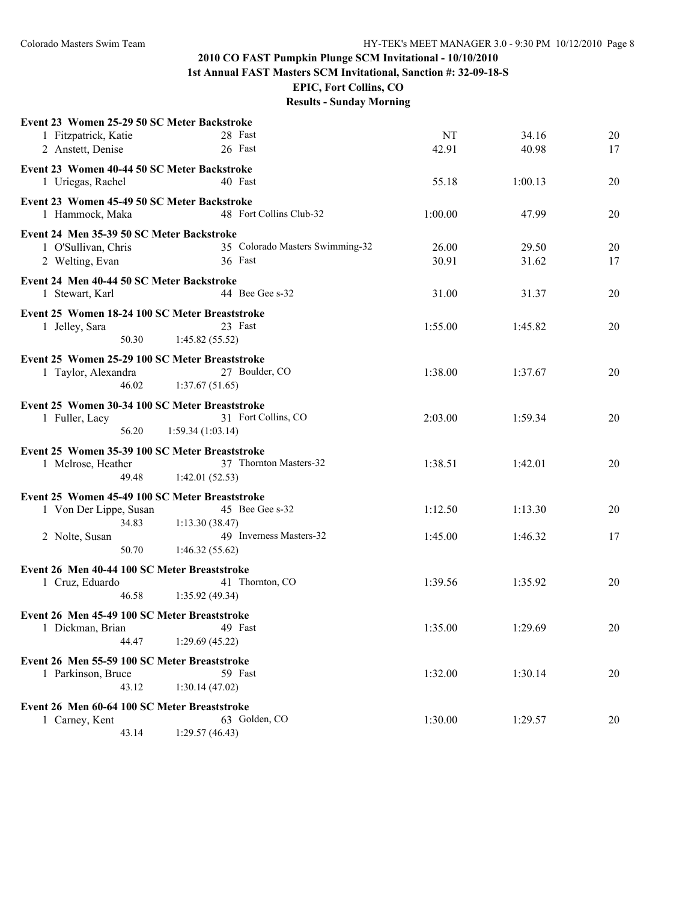## 2010 CO FAST Pumpkin Plunge SCM Invitational - 10/10/2010

### 1st Annual FAST Masters SCM Invitational, Sanction #: 32-09-18-S

### EPIC, Fort Collins, CO

### Results - Sunday Morning

**Event 23 Women 25-29 50 SC Meter Backstroke**

| | Name | Age | Team | Seed | Finals | Points |
|---|---|---|---|---|---|---|
| 1 | Fitzpatrick, Katie | 28 | Fast | NT | 34.16 | 20 |
| 2 | Anstett, Denise | 26 | Fast | 42.91 | 40.98 | 17 |

**Event 23 Women 40-44 50 SC Meter Backstroke**

| | Name | Age | Team | Seed | Finals | Points |
|---|---|---|---|---|---|---|
| 1 | Uriegas, Rachel | 40 | Fast | 55.18 | 1:00.13 | 20 |

**Event 23 Women 45-49 50 SC Meter Backstroke**

| | Name | Age | Team | Seed | Finals | Points |
|---|---|---|---|---|---|---|
| 1 | Hammock, Maka | 48 | Fort Collins Club-32 | 1:00.00 | 47.99 | 20 |

**Event 24 Men 35-39 50 SC Meter Backstroke**

| | Name | Age | Team | Seed | Finals | Points |
|---|---|---|---|---|---|---|
| 1 | O'Sullivan, Chris | 35 | Colorado Masters Swimming-32 | 26.00 | 29.50 | 20 |
| 2 | Welting, Evan | 36 | Fast | 30.91 | 31.62 | 17 |

**Event 24 Men 40-44 50 SC Meter Backstroke**

| | Name | Age | Team | Seed | Finals | Points |
|---|---|---|---|---|---|---|
| 1 | Stewart, Karl | 44 | Bee Gee s-32 | 31.00 | 31.37 | 20 |

**Event 25 Women 18-24 100 SC Meter Breaststroke**

| | Name | Age | Team | Seed | Finals | Points |
|---|---|---|---|---|---|---|
| 1 | Jelley, Sara | 23 | Fast | 1:55.00 | 1:45.82 | 20 |
| | 50.30 | 1:45.82 (55.52) | | | | |

**Event 25 Women 25-29 100 SC Meter Breaststroke**

| | Name | Age | Team | Seed | Finals | Points |
|---|---|---|---|---|---|---|
| 1 | Taylor, Alexandra | 27 | Boulder, CO | 1:38.00 | 1:37.67 | 20 |
| | 46.02 | 1:37.67 (51.65) | | | | |

**Event 25 Women 30-34 100 SC Meter Breaststroke**

| | Name | Age | Team | Seed | Finals | Points |
|---|---|---|---|---|---|---|
| 1 | Fuller, Lacy | 31 | Fort Collins, CO | 2:03.00 | 1:59.34 | 20 |
| | 56.20 | 1:59.34 (1:03.14) | | | | |

**Event 25 Women 35-39 100 SC Meter Breaststroke**

| | Name | Age | Team | Seed | Finals | Points |
|---|---|---|---|---|---|---|
| 1 | Melrose, Heather | 37 | Thornton Masters-32 | 1:38.51 | 1:42.01 | 20 |
| | 49.48 | 1:42.01 (52.53) | | | | |

**Event 25 Women 45-49 100 SC Meter Breaststroke**

| | Name | Age | Team | Seed | Finals | Points |
|---|---|---|---|---|---|---|
| 1 | Von Der Lippe, Susan | 45 | Bee Gee s-32 | 1:12.50 | 1:13.30 | 20 |
| | 34.83 | 1:13.30 (38.47) | | | | |
| 2 | Nolte, Susan | 49 | Inverness Masters-32 | 1:45.00 | 1:46.32 | 17 |
| | 50.70 | 1:46.32 (55.62) | | | | |

**Event 26 Men 40-44 100 SC Meter Breaststroke**

| | Name | Age | Team | Seed | Finals | Points |
|---|---|---|---|---|---|---|
| 1 | Cruz, Eduardo | 41 | Thornton, CO | 1:39.56 | 1:35.92 | 20 |
| | 46.58 | 1:35.92 (49.34) | | | | |

**Event 26 Men 45-49 100 SC Meter Breaststroke**

| | Name | Age | Team | Seed | Finals | Points |
|---|---|---|---|---|---|---|
| 1 | Dickman, Brian | 49 | Fast | 1:35.00 | 1:29.69 | 20 |
| | 44.47 | 1:29.69 (45.22) | | | | |

**Event 26 Men 55-59 100 SC Meter Breaststroke**

| | Name | Age | Team | Seed | Finals | Points |
|---|---|---|---|---|---|---|
| 1 | Parkinson, Bruce | 59 | Fast | 1:32.00 | 1:30.14 | 20 |
| | 43.12 | 1:30.14 (47.02) | | | | |

**Event 26 Men 60-64 100 SC Meter Breaststroke**

| | Name | Age | Team | Seed | Finals | Points |
|---|---|---|---|---|---|---|
| 1 | Carney, Kent | 63 | Golden, CO | 1:30.00 | 1:29.57 | 20 |
| | 43.14 | 1:29.57 (46.43) | | | | |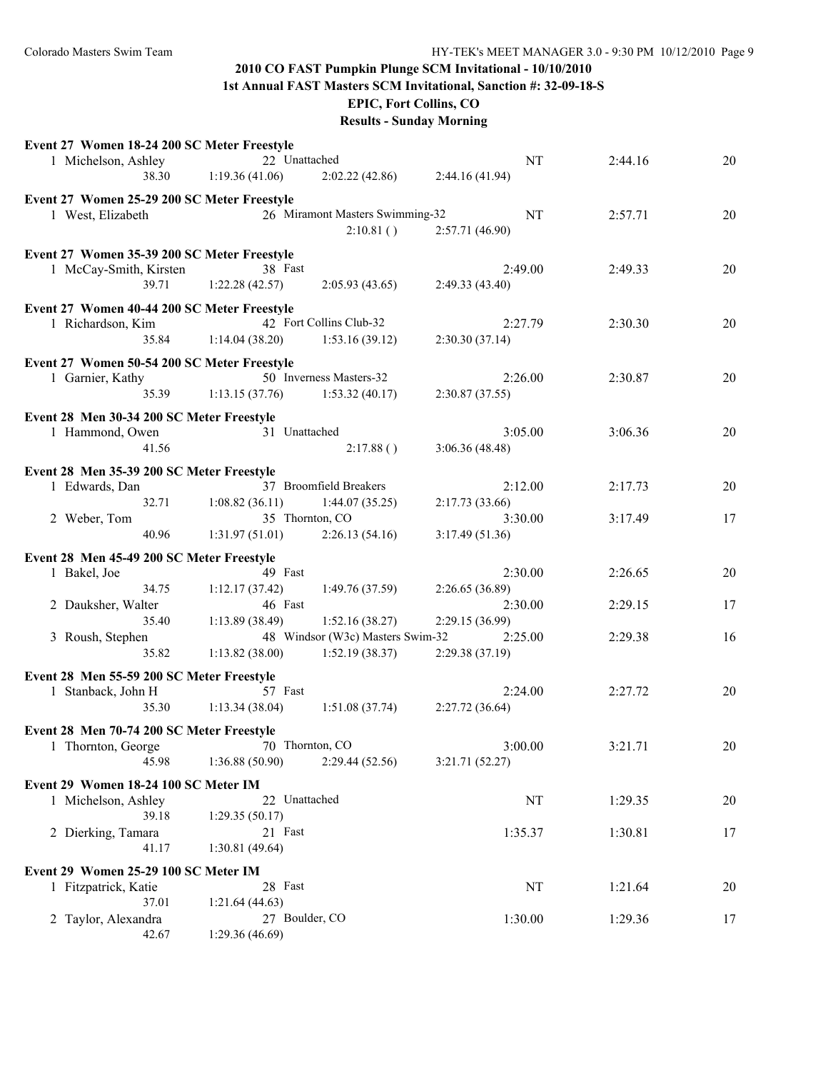## 2010 CO FAST Pumpkin Plunge SCM Invitational - 10/10/2010

### 1st Annual FAST Masters SCM Invitational, Sanction #: 32-09-18-S

### EPIC, Fort Collins, CO

### Results - Sunday Morning

**Event 27 Women 18-24 200 SC Meter Freestyle**

| Place | Name | Age | Team | Seed Time | Finals Time | Points |
|---|---|---|---|---|---|---|
| 1 | Michelson, Ashley | 22 | Unattached | NT | 2:44.16 | 20 |
| | 38.30 | 1:19.36 (41.06) | 2:02.22 (42.86) | 2:44.16 (41.94) | | |

**Event 27 Women 25-29 200 SC Meter Freestyle**

| Place | Name | Age | Team | Seed Time | Finals Time | Points |
|---|---|---|---|---|---|---|
| 1 | West, Elizabeth | 26 | Miramont Masters Swimming-32 | NT | 2:57.71 | 20 |
| | | | 2:10.81 ( ) | 2:57.71 (46.90) | | |

**Event 27 Women 35-39 200 SC Meter Freestyle**

| Place | Name | Age | Team | Seed Time | Finals Time | Points |
|---|---|---|---|---|---|---|
| 1 | McCay-Smith, Kirsten | 38 | Fast | 2:49.00 | 2:49.33 | 20 |
| | 39.71 | 1:22.28 (42.57) | 2:05.93 (43.65) | 2:49.33 (43.40) | | |

**Event 27 Women 40-44 200 SC Meter Freestyle**

| Place | Name | Age | Team | Seed Time | Finals Time | Points |
|---|---|---|---|---|---|---|
| 1 | Richardson, Kim | 42 | Fort Collins Club-32 | 2:27.79 | 2:30.30 | 20 |
| | 35.84 | 1:14.04 (38.20) | 1:53.16 (39.12) | 2:30.30 (37.14) | | |

**Event 27 Women 50-54 200 SC Meter Freestyle**

| Place | Name | Age | Team | Seed Time | Finals Time | Points |
|---|---|---|---|---|---|---|
| 1 | Garnier, Kathy | 50 | Inverness Masters-32 | 2:26.00 | 2:30.87 | 20 |
| | 35.39 | 1:13.15 (37.76) | 1:53.32 (40.17) | 2:30.87 (37.55) | | |

**Event 28 Men 30-34 200 SC Meter Freestyle**

| Place | Name | Age | Team | Seed Time | Finals Time | Points |
|---|---|---|---|---|---|---|
| 1 | Hammond, Owen | 31 | Unattached | 3:05.00 | 3:06.36 | 20 |
| | 41.56 | | 2:17.88 ( ) | 3:06.36 (48.48) | | |

**Event 28 Men 35-39 200 SC Meter Freestyle**

| Place | Name | Age | Team | Seed Time | Finals Time | Points |
|---|---|---|---|---|---|---|
| 1 | Edwards, Dan | 37 | Broomfield Breakers | 2:12.00 | 2:17.73 | 20 |
| | 32.71 | 1:08.82 (36.11) | 1:44.07 (35.25) | 2:17.73 (33.66) | | |
| 2 | Weber, Tom | 35 | Thornton, CO | 3:30.00 | 3:17.49 | 17 |
| | 40.96 | 1:31.97 (51.01) | 2:26.13 (54.16) | 3:17.49 (51.36) | | |

**Event 28 Men 45-49 200 SC Meter Freestyle**

| Place | Name | Age | Team | Seed Time | Finals Time | Points |
|---|---|---|---|---|---|---|
| 1 | Bakel, Joe | 49 | Fast | 2:30.00 | 2:26.65 | 20 |
| | 34.75 | 1:12.17 (37.42) | 1:49.76 (37.59) | 2:26.65 (36.89) | | |
| 2 | Dauksher, Walter | 46 | Fast | 2:30.00 | 2:29.15 | 17 |
| | 35.40 | 1:13.89 (38.49) | 1:52.16 (38.27) | 2:29.15 (36.99) | | |
| 3 | Roush, Stephen | 48 | Windsor (W3c) Masters Swim-32 | 2:25.00 | 2:29.38 | 16 |
| | 35.82 | 1:13.82 (38.00) | 1:52.19 (38.37) | 2:29.38 (37.19) | | |

**Event 28 Men 55-59 200 SC Meter Freestyle**

| Place | Name | Age | Team | Seed Time | Finals Time | Points |
|---|---|---|---|---|---|---|
| 1 | Stanback, John H | 57 | Fast | 2:24.00 | 2:27.72 | 20 |
| | 35.30 | 1:13.34 (38.04) | 1:51.08 (37.74) | 2:27.72 (36.64) | | |

**Event 28 Men 70-74 200 SC Meter Freestyle**

| Place | Name | Age | Team | Seed Time | Finals Time | Points |
|---|---|---|---|---|---|---|
| 1 | Thornton, George | 70 | Thornton, CO | 3:00.00 | 3:21.71 | 20 |
| | 45.98 | 1:36.88 (50.90) | 2:29.44 (52.56) | 3:21.71 (52.27) | | |

**Event 29 Women 18-24 100 SC Meter IM**

| Place | Name | Age | Team | Seed Time | Finals Time | Points |
|---|---|---|---|---|---|---|
| 1 | Michelson, Ashley | 22 | Unattached | NT | 1:29.35 | 20 |
| | 39.18 | 1:29.35 (50.17) | | | | |
| 2 | Dierking, Tamara | 21 | Fast | 1:35.37 | 1:30.81 | 17 |
| | 41.17 | 1:30.81 (49.64) | | | | |

**Event 29 Women 25-29 100 SC Meter IM**

| Place | Name | Age | Team | Seed Time | Finals Time | Points |
|---|---|---|---|---|---|---|
| 1 | Fitzpatrick, Katie | 28 | Fast | NT | 1:21.64 | 20 |
| | 37.01 | 1:21.64 (44.63) | | | | |
| 2 | Taylor, Alexandra | 27 | Boulder, CO | 1:30.00 | 1:29.36 | 17 |
| | 42.67 | 1:29.36 (46.69) | | | | |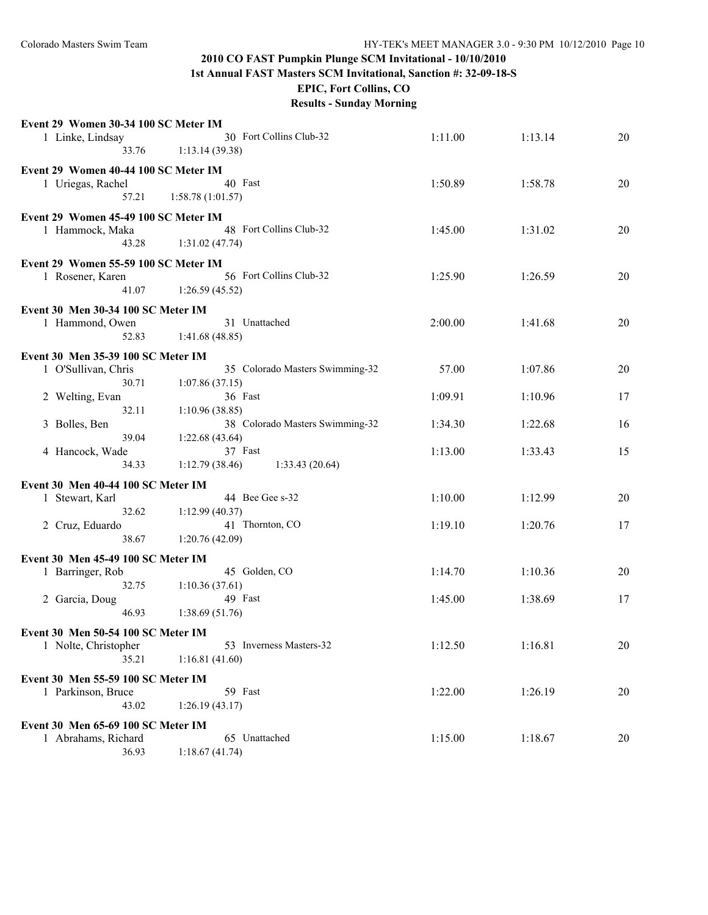## 2010 CO FAST Pumpkin Plunge SCM Invitational - 10/10/2010

### 1st Annual FAST Masters SCM Invitational, Sanction #: 32-09-18-S

### EPIC, Fort Collins, CO

### Results - Sunday Morning

**Event 29 Women 30-34 100 SC Meter IM**

| | | | | |
|---|---|---|---|---|
| 1 Linke, Lindsay | 30 Fort Collins Club-32 | 1:11.00 | 1:13.14 | 20 |
| 33.76 | 1:13.14 (39.38) | | | |

**Event 29 Women 40-44 100 SC Meter IM**

| | | | | |
|---|---|---|---|---|
| 1 Uriegas, Rachel | 40 Fast | 1:50.89 | 1:58.78 | 20 |
| 57.21 | 1:58.78 (1:01.57) | | | |

**Event 29 Women 45-49 100 SC Meter IM**

| | | | | |
|---|---|---|---|---|
| 1 Hammock, Maka | 48 Fort Collins Club-32 | 1:45.00 | 1:31.02 | 20 |
| 43.28 | 1:31.02 (47.74) | | | |

**Event 29 Women 55-59 100 SC Meter IM**

| | | | | |
|---|---|---|---|---|
| 1 Rosener, Karen | 56 Fort Collins Club-32 | 1:25.90 | 1:26.59 | 20 |
| 41.07 | 1:26.59 (45.52) | | | |

**Event 30 Men 30-34 100 SC Meter IM**

| | | | | |
|---|---|---|---|---|
| 1 Hammond, Owen | 31 Unattached | 2:00.00 | 1:41.68 | 20 |
| 52.83 | 1:41.68 (48.85) | | | |

**Event 30 Men 35-39 100 SC Meter IM**

| | | | | |
|---|---|---|---|---|
| 1 O'Sullivan, Chris | 35 Colorado Masters Swimming-32 | 57.00 | 1:07.86 | 20 |
| 30.71 | 1:07.86 (37.15) | | | |
| 2 Welting, Evan | 36 Fast | 1:09.91 | 1:10.96 | 17 |
| 32.11 | 1:10.96 (38.85) | | | |
| 3 Bolles, Ben | 38 Colorado Masters Swimming-32 | 1:34.30 | 1:22.68 | 16 |
| 39.04 | 1:22.68 (43.64) | | | |
| 4 Hancock, Wade | 37 Fast | 1:13.00 | 1:33.43 | 15 |
| 34.33 | 1:12.79 (38.46) 1:33.43 (20.64) | | | |

**Event 30 Men 40-44 100 SC Meter IM**

| | | | | |
|---|---|---|---|---|
| 1 Stewart, Karl | 44 Bee Gee s-32 | 1:10.00 | 1:12.99 | 20 |
| 32.62 | 1:12.99 (40.37) | | | |
| 2 Cruz, Eduardo | 41 Thornton, CO | 1:19.10 | 1:20.76 | 17 |
| 38.67 | 1:20.76 (42.09) | | | |

**Event 30 Men 45-49 100 SC Meter IM**

| | | | | |
|---|---|---|---|---|
| 1 Barringer, Rob | 45 Golden, CO | 1:14.70 | 1:10.36 | 20 |
| 32.75 | 1:10.36 (37.61) | | | |
| 2 Garcia, Doug | 49 Fast | 1:45.00 | 1:38.69 | 17 |
| 46.93 | 1:38.69 (51.76) | | | |

**Event 30 Men 50-54 100 SC Meter IM**

| | | | | |
|---|---|---|---|---|
| 1 Nolte, Christopher | 53 Inverness Masters-32 | 1:12.50 | 1:16.81 | 20 |
| 35.21 | 1:16.81 (41.60) | | | |

**Event 30 Men 55-59 100 SC Meter IM**

| | | | | |
|---|---|---|---|---|
| 1 Parkinson, Bruce | 59 Fast | 1:22.00 | 1:26.19 | 20 |
| 43.02 | 1:26.19 (43.17) | | | |

**Event 30 Men 65-69 100 SC Meter IM**

| | | | | |
|---|---|---|---|---|
| 1 Abrahams, Richard | 65 Unattached | 1:15.00 | 1:18.67 | 20 |
| 36.93 | 1:18.67 (41.74) | | | |